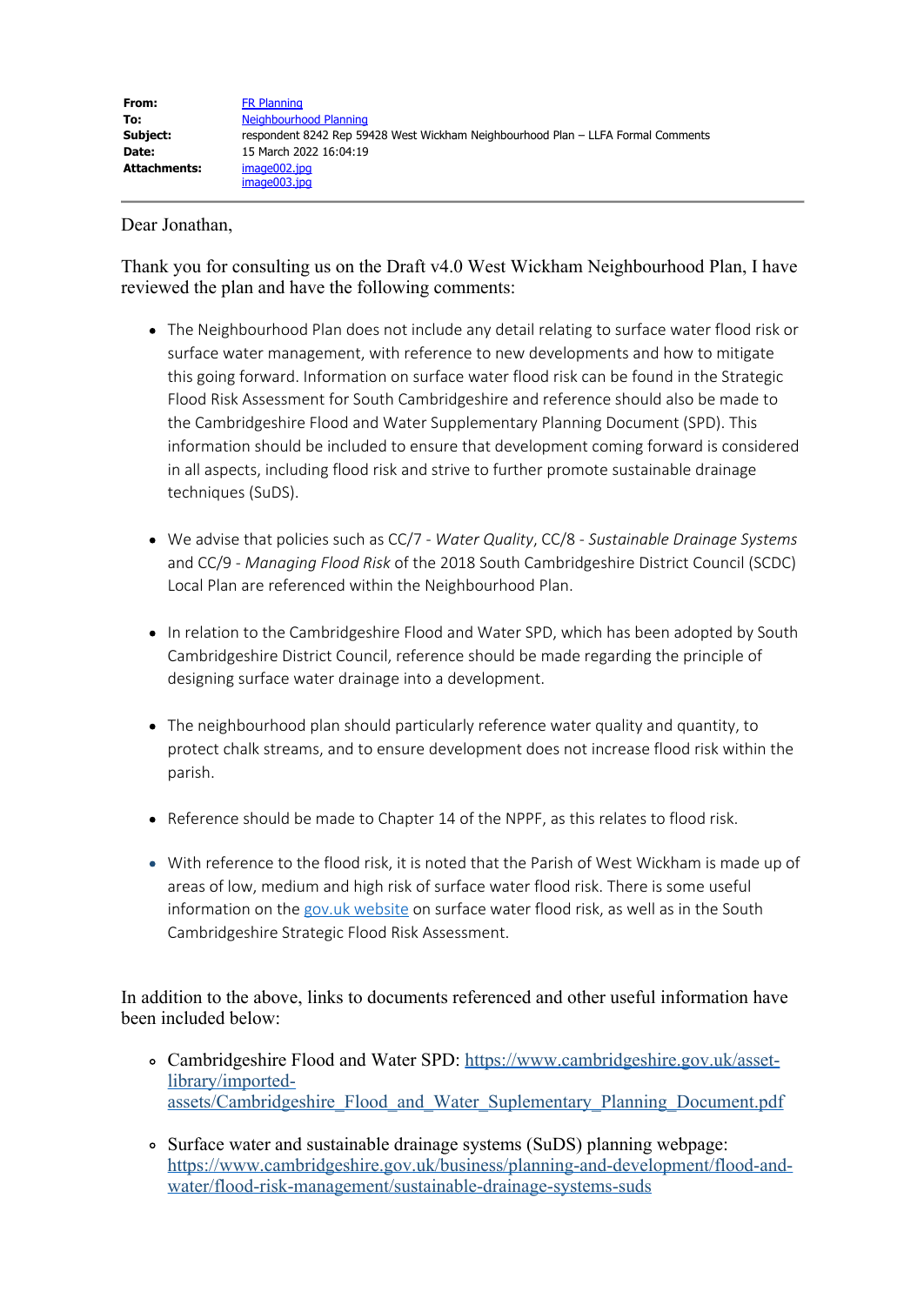| | |
|---|---|
| **From:** | FR Planning |
| **To:** | Neighbourhood Planning |
| **Subject:** | respondent 8242 Rep 59428 West Wickham Neighbourhood Plan – LLFA Formal Comments |
| **Date:** | 15 March 2022 16:04:19 |
| **Attachments:** | image002.jpg<br>image003.jpg |

Dear Jonathan,

Thank you for consulting us on the Draft v4.0 West Wickham Neighbourhood Plan, I have reviewed the plan and have the following comments:

- The Neighbourhood Plan does not include any detail relating to surface water flood risk or surface water management, with reference to new developments and how to mitigate this going forward. Information on surface water flood risk can be found in the Strategic Flood Risk Assessment for South Cambridgeshire and reference should also be made to the Cambridgeshire Flood and Water Supplementary Planning Document (SPD). This information should be included to ensure that development coming forward is considered in all aspects, including flood risk and strive to further promote sustainable drainage techniques (SuDS).

- We advise that policies such as CC/7 - *Water Quality*, CC/8 - *Sustainable Drainage Systems* and CC/9 - *Managing Flood Risk* of the 2018 South Cambridgeshire District Council (SCDC) Local Plan are referenced within the Neighbourhood Plan.

- In relation to the Cambridgeshire Flood and Water SPD, which has been adopted by South Cambridgeshire District Council, reference should be made regarding the principle of designing surface water drainage into a development.

- The neighbourhood plan should particularly reference water quality and quantity, to protect chalk streams, and to ensure development does not increase flood risk within the parish.

- Reference should be made to Chapter 14 of the NPPF, as this relates to flood risk.

- With reference to the flood risk, it is noted that the Parish of West Wickham is made up of areas of low, medium and high risk of surface water flood risk. There is some useful information on the gov.uk website on surface water flood risk, as well as in the South Cambridgeshire Strategic Flood Risk Assessment.

In addition to the above, links to documents referenced and other useful information have been included below:

- Cambridgeshire Flood and Water SPD: https://www.cambridgeshire.gov.uk/asset-library/imported-assets/Cambridgeshire_Flood_and_Water_Suplementary_Planning_Document.pdf

- Surface water and sustainable drainage systems (SuDS) planning webpage: https://www.cambridgeshire.gov.uk/business/planning-and-development/flood-and-water/flood-risk-management/sustainable-drainage-systems-suds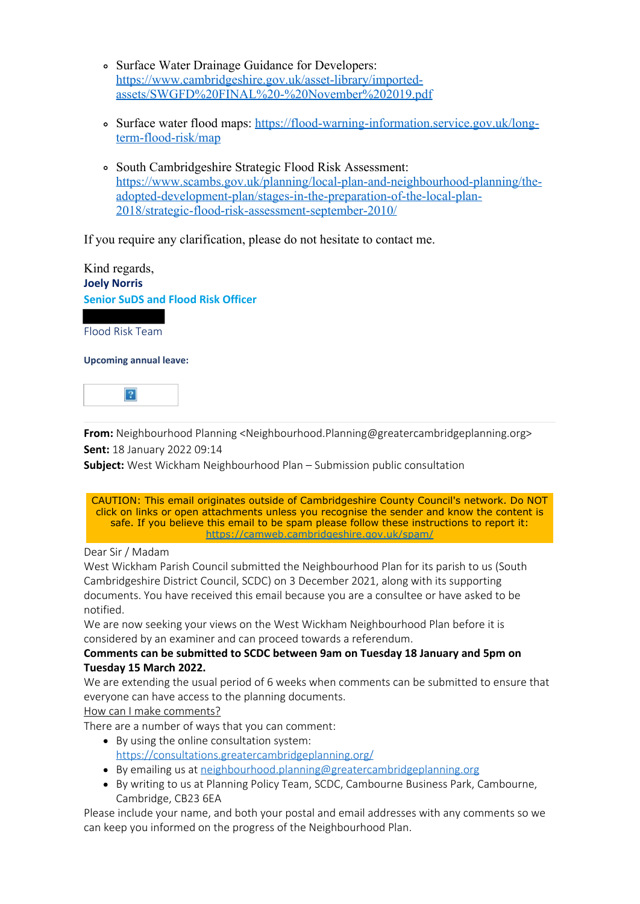- Surface Water Drainage Guidance for Developers: https://www.cambridgeshire.gov.uk/asset-library/imported-assets/SWGFD%20FINAL%20-%20November%202019.pdf

- Surface water flood maps: https://flood-warning-information.service.gov.uk/long-term-flood-risk/map

- South Cambridgeshire Strategic Flood Risk Assessment: https://www.scambs.gov.uk/planning/local-plan-and-neighbourhood-planning/the-adopted-development-plan/stages-in-the-preparation-of-the-local-plan-2018/strategic-flood-risk-assessment-september-2010/

If you require any clarification, please do not hesitate to contact me.

Kind regards,
**Joely Norris**
**Senior SuDS and Flood Risk Officer**

Flood Risk Team

**Upcoming annual leave:**

---

**From:** Neighbourhood Planning <Neighbourhood.Planning@greatercambridgeplanning.org>
**Sent:** 18 January 2022 09:14
**Subject:** West Wickham Neighbourhood Plan – Submission public consultation

CAUTION: This email originates outside of Cambridgeshire County Council's network. Do NOT click on links or open attachments unless you recognise the sender and know the content is safe. If you believe this email to be spam please follow these instructions to report it: https://camweb.cambridgeshire.gov.uk/spam/

Dear Sir / Madam
West Wickham Parish Council submitted the Neighbourhood Plan for its parish to us (South Cambridgeshire District Council, SCDC) on 3 December 2021, along with its supporting documents. You have received this email because you are a consultee or have asked to be notified.
We are now seeking your views on the West Wickham Neighbourhood Plan before it is considered by an examiner and can proceed towards a referendum.
**Comments can be submitted to SCDC between 9am on Tuesday 18 January and 5pm on Tuesday 15 March 2022.**
We are extending the usual period of 6 weeks when comments can be submitted to ensure that everyone can have access to the planning documents.
How can I make comments?
There are a number of ways that you can comment:

- By using the online consultation system: https://consultations.greatercambridgeplanning.org/
- By emailing us at neighbourhood.planning@greatercambridgeplanning.org
- By writing to us at Planning Policy Team, SCDC, Cambourne Business Park, Cambourne, Cambridge, CB23 6EA

Please include your name, and both your postal and email addresses with any comments so we can keep you informed on the progress of the Neighbourhood Plan.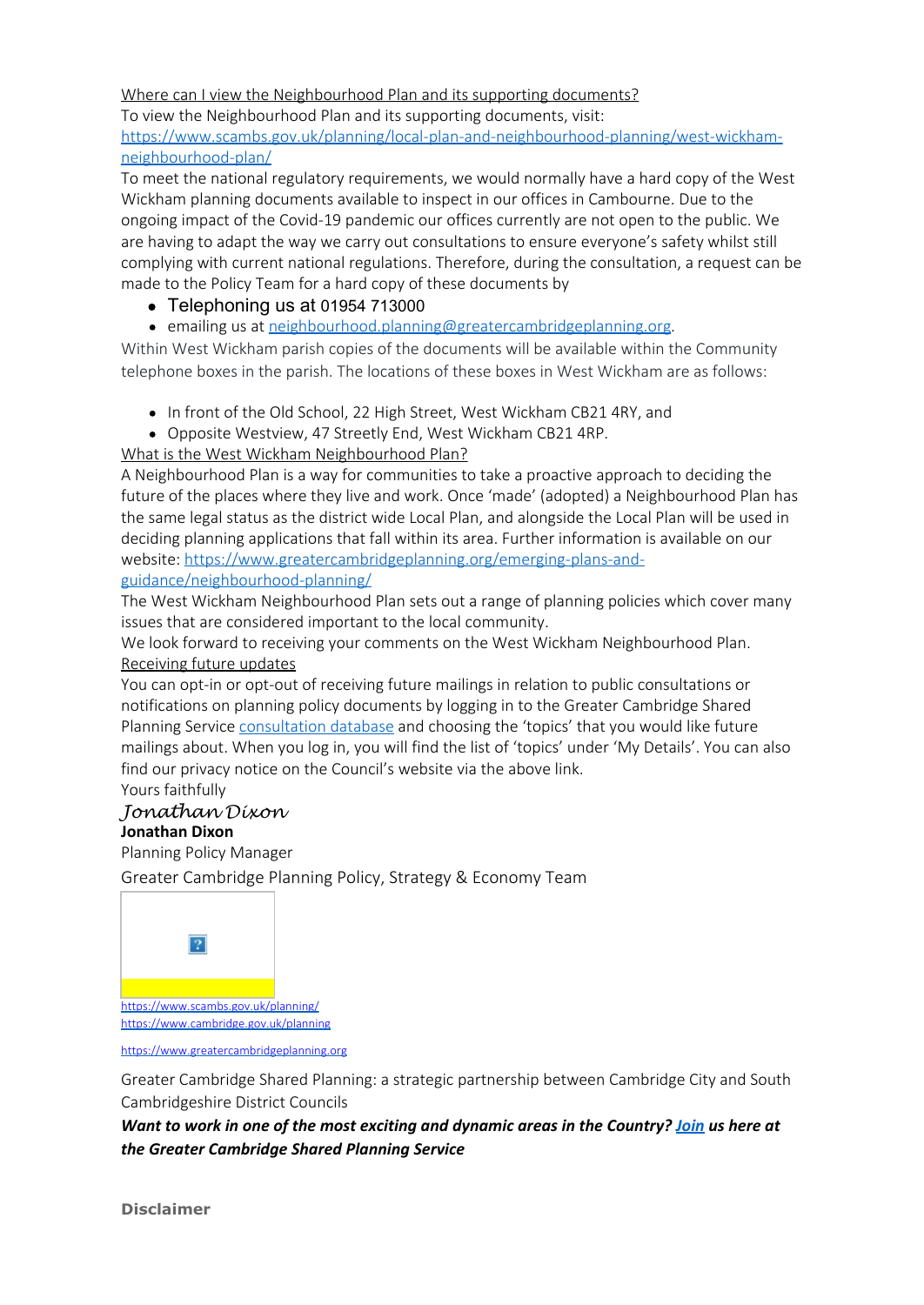Where can I view the Neighbourhood Plan and its supporting documents?

To view the Neighbourhood Plan and its supporting documents, visit: https://www.scambs.gov.uk/planning/local-plan-and-neighbourhood-planning/west-wickham-neighbourhood-plan/

To meet the national regulatory requirements, we would normally have a hard copy of the West Wickham planning documents available to inspect in our offices in Cambourne. Due to the ongoing impact of the Covid-19 pandemic our offices currently are not open to the public. We are having to adapt the way we carry out consultations to ensure everyone's safety whilst still complying with current national regulations. Therefore, during the consultation, a request can be made to the Policy Team for a hard copy of these documents by

- Telephoning us at 01954 713000
- emailing us at neighbourhood.planning@greatercambridgeplanning.org.

Within West Wickham parish copies of the documents will be available within the Community telephone boxes in the parish. The locations of these boxes in West Wickham are as follows:

- In front of the Old School, 22 High Street, West Wickham CB21 4RY, and
- Opposite Westview, 47 Streetly End, West Wickham CB21 4RP.

What is the West Wickham Neighbourhood Plan?

A Neighbourhood Plan is a way for communities to take a proactive approach to deciding the future of the places where they live and work. Once 'made' (adopted) a Neighbourhood Plan has the same legal status as the district wide Local Plan, and alongside the Local Plan will be used in deciding planning applications that fall within its area. Further information is available on our website: https://www.greatercambridgeplanning.org/emerging-plans-and-guidance/neighbourhood-planning/

The West Wickham Neighbourhood Plan sets out a range of planning policies which cover many issues that are considered important to the local community.

We look forward to receiving your comments on the West Wickham Neighbourhood Plan.

Receiving future updates

You can opt-in or opt-out of receiving future mailings in relation to public consultations or notifications on planning policy documents by logging in to the Greater Cambridge Shared Planning Service consultation database and choosing the 'topics' that you would like future mailings about. When you log in, you will find the list of 'topics' under 'My Details'. You can also find our privacy notice on the Council's website via the above link.

Yours faithfully

*Jonathan Dixon*

**Jonathan Dixon**

Planning Policy Manager

Greater Cambridge Planning Policy, Strategy & Economy Team

https://www.scambs.gov.uk/planning/
https://www.cambridge.gov.uk/planning

https://www.greatercambridgeplanning.org

Greater Cambridge Shared Planning: a strategic partnership between Cambridge City and South Cambridgeshire District Councils

***Want to work in one of the most exciting and dynamic areas in the Country? Join us here at the Greater Cambridge Shared Planning Service***

**Disclaimer**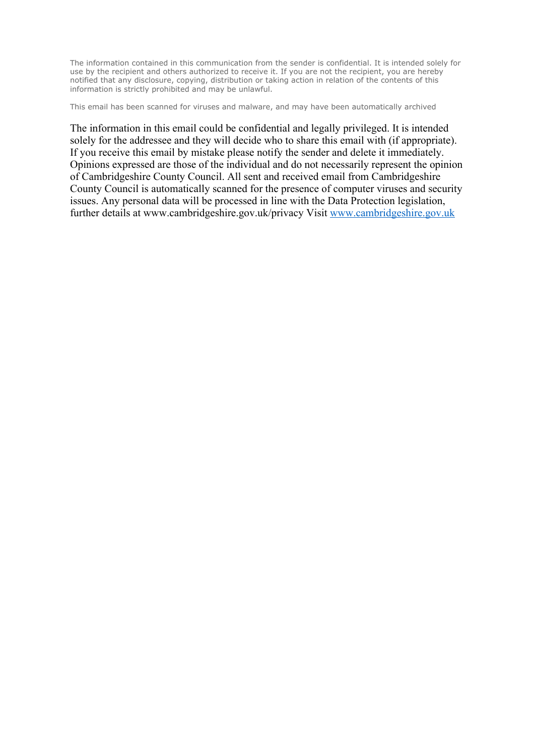The information contained in this communication from the sender is confidential. It is intended solely for use by the recipient and others authorized to receive it. If you are not the recipient, you are hereby notified that any disclosure, copying, distribution or taking action in relation of the contents of this information is strictly prohibited and may be unlawful.

This email has been scanned for viruses and malware, and may have been automatically archived

The information in this email could be confidential and legally privileged. It is intended solely for the addressee and they will decide who to share this email with (if appropriate). If you receive this email by mistake please notify the sender and delete it immediately. Opinions expressed are those of the individual and do not necessarily represent the opinion of Cambridgeshire County Council. All sent and received email from Cambridgeshire County Council is automatically scanned for the presence of computer viruses and security issues. Any personal data will be processed in line with the Data Protection legislation, further details at www.cambridgeshire.gov.uk/privacy Visit [www.cambridgeshire.gov.uk](http://www.cambridgeshire.gov.uk)